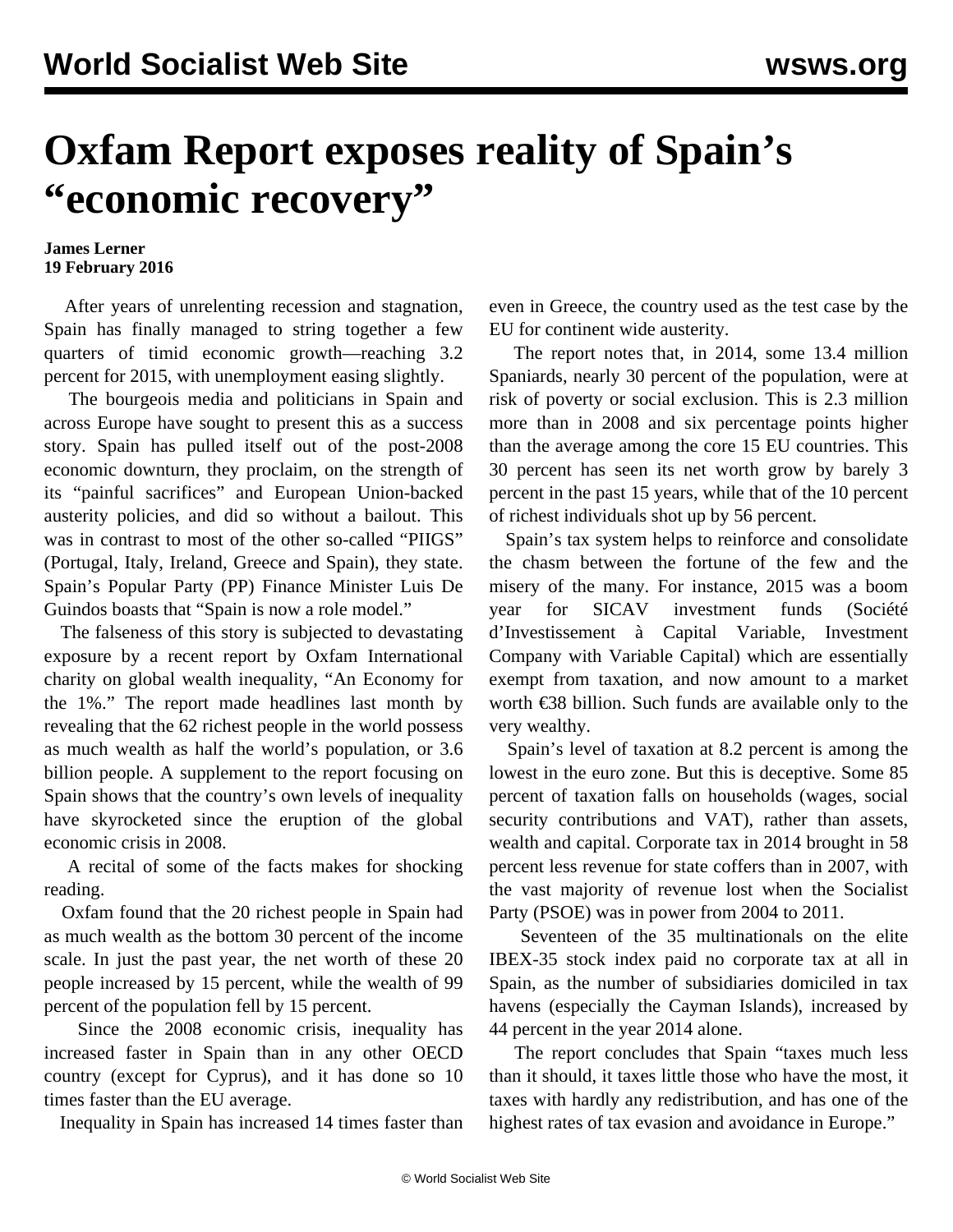# Oxfam Report exposes reality of Spain's "economic recovery"

**James Lerner**
**19 February 2016**

After years of unrelenting recession and stagnation, Spain has finally managed to string together a few quarters of timid economic growth—reaching 3.2 percent for 2015, with unemployment easing slightly.

The bourgeois media and politicians in Spain and across Europe have sought to present this as a success story. Spain has pulled itself out of the post-2008 economic downturn, they proclaim, on the strength of its "painful sacrifices" and European Union-backed austerity policies, and did so without a bailout. This was in contrast to most of the other so-called "PIIGS" (Portugal, Italy, Ireland, Greece and Spain), they state. Spain's Popular Party (PP) Finance Minister Luis De Guindos boasts that "Spain is now a role model."

The falseness of this story is subjected to devastating exposure by a recent report by Oxfam International charity on global wealth inequality, "An Economy for the 1%." The report made headlines last month by revealing that the 62 richest people in the world possess as much wealth as half the world's population, or 3.6 billion people. A supplement to the report focusing on Spain shows that the country's own levels of inequality have skyrocketed since the eruption of the global economic crisis in 2008.

A recital of some of the facts makes for shocking reading.

Oxfam found that the 20 richest people in Spain had as much wealth as the bottom 30 percent of the income scale. In just the past year, the net worth of these 20 people increased by 15 percent, while the wealth of 99 percent of the population fell by 15 percent.

Since the 2008 economic crisis, inequality has increased faster in Spain than in any other OECD country (except for Cyprus), and it has done so 10 times faster than the EU average.

Inequality in Spain has increased 14 times faster than even in Greece, the country used as the test case by the EU for continent wide austerity.

The report notes that, in 2014, some 13.4 million Spaniards, nearly 30 percent of the population, were at risk of poverty or social exclusion. This is 2.3 million more than in 2008 and six percentage points higher than the average among the core 15 EU countries. This 30 percent has seen its net worth grow by barely 3 percent in the past 15 years, while that of the 10 percent of richest individuals shot up by 56 percent.

Spain's tax system helps to reinforce and consolidate the chasm between the fortune of the few and the misery of the many. For instance, 2015 was a boom year for SICAV investment funds (Société d'Investissement à Capital Variable, Investment Company with Variable Capital) which are essentially exempt from taxation, and now amount to a market worth €38 billion. Such funds are available only to the very wealthy.

Spain's level of taxation at 8.2 percent is among the lowest in the euro zone. But this is deceptive. Some 85 percent of taxation falls on households (wages, social security contributions and VAT), rather than assets, wealth and capital. Corporate tax in 2014 brought in 58 percent less revenue for state coffers than in 2007, with the vast majority of revenue lost when the Socialist Party (PSOE) was in power from 2004 to 2011.

Seventeen of the 35 multinationals on the elite IBEX-35 stock index paid no corporate tax at all in Spain, as the number of subsidiaries domiciled in tax havens (especially the Cayman Islands), increased by 44 percent in the year 2014 alone.

The report concludes that Spain "taxes much less than it should, it taxes little those who have the most, it taxes with hardly any redistribution, and has one of the highest rates of tax evasion and avoidance in Europe."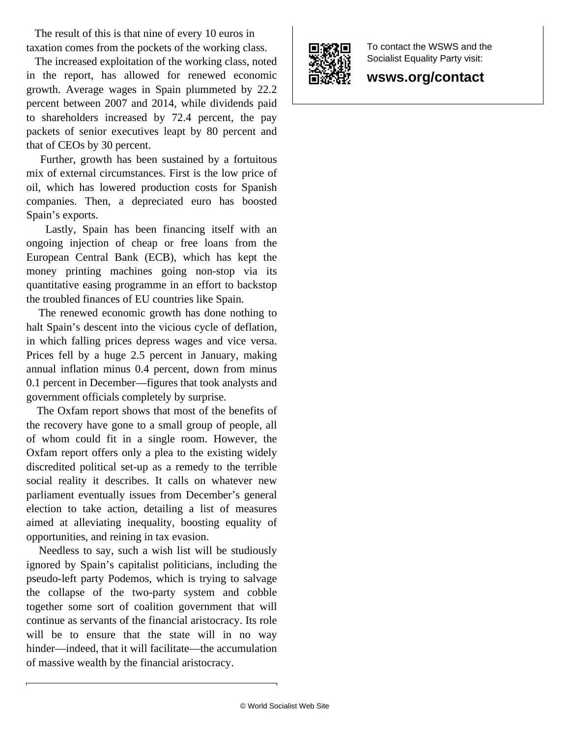The result of this is that nine of every 10 euros in taxation comes from the pockets of the working class.

The increased exploitation of the working class, noted in the report, has allowed for renewed economic growth. Average wages in Spain plummeted by 22.2 percent between 2007 and 2014, while dividends paid to shareholders increased by 72.4 percent, the pay packets of senior executives leapt by 80 percent and that of CEOs by 30 percent.

Further, growth has been sustained by a fortuitous mix of external circumstances. First is the low price of oil, which has lowered production costs for Spanish companies. Then, a depreciated euro has boosted Spain's exports.

Lastly, Spain has been financing itself with an ongoing injection of cheap or free loans from the European Central Bank (ECB), which has kept the money printing machines going non-stop via its quantitative easing programme in an effort to backstop the troubled finances of EU countries like Spain.

The renewed economic growth has done nothing to halt Spain's descent into the vicious cycle of deflation, in which falling prices depress wages and vice versa. Prices fell by a huge 2.5 percent in January, making annual inflation minus 0.4 percent, down from minus 0.1 percent in December—figures that took analysts and government officials completely by surprise.

The Oxfam report shows that most of the benefits of the recovery have gone to a small group of people, all of whom could fit in a single room. However, the Oxfam report offers only a plea to the existing widely discredited political set-up as a remedy to the terrible social reality it describes. It calls on whatever new parliament eventually issues from December's general election to take action, detailing a list of measures aimed at alleviating inequality, boosting equality of opportunities, and reining in tax evasion.

Needless to say, such a wish list will be studiously ignored by Spain's capitalist politicians, including the pseudo-left party Podemos, which is trying to salvage the collapse of the two-party system and cobble together some sort of coalition government that will continue as servants of the financial aristocracy. Its role will be to ensure that the state will in no way hinder—indeed, that it will facilitate—the accumulation of massive wealth by the financial aristocracy.

To contact the WSWS and the Socialist Equality Party visit:

**wsws.org/contact**

© World Socialist Web Site